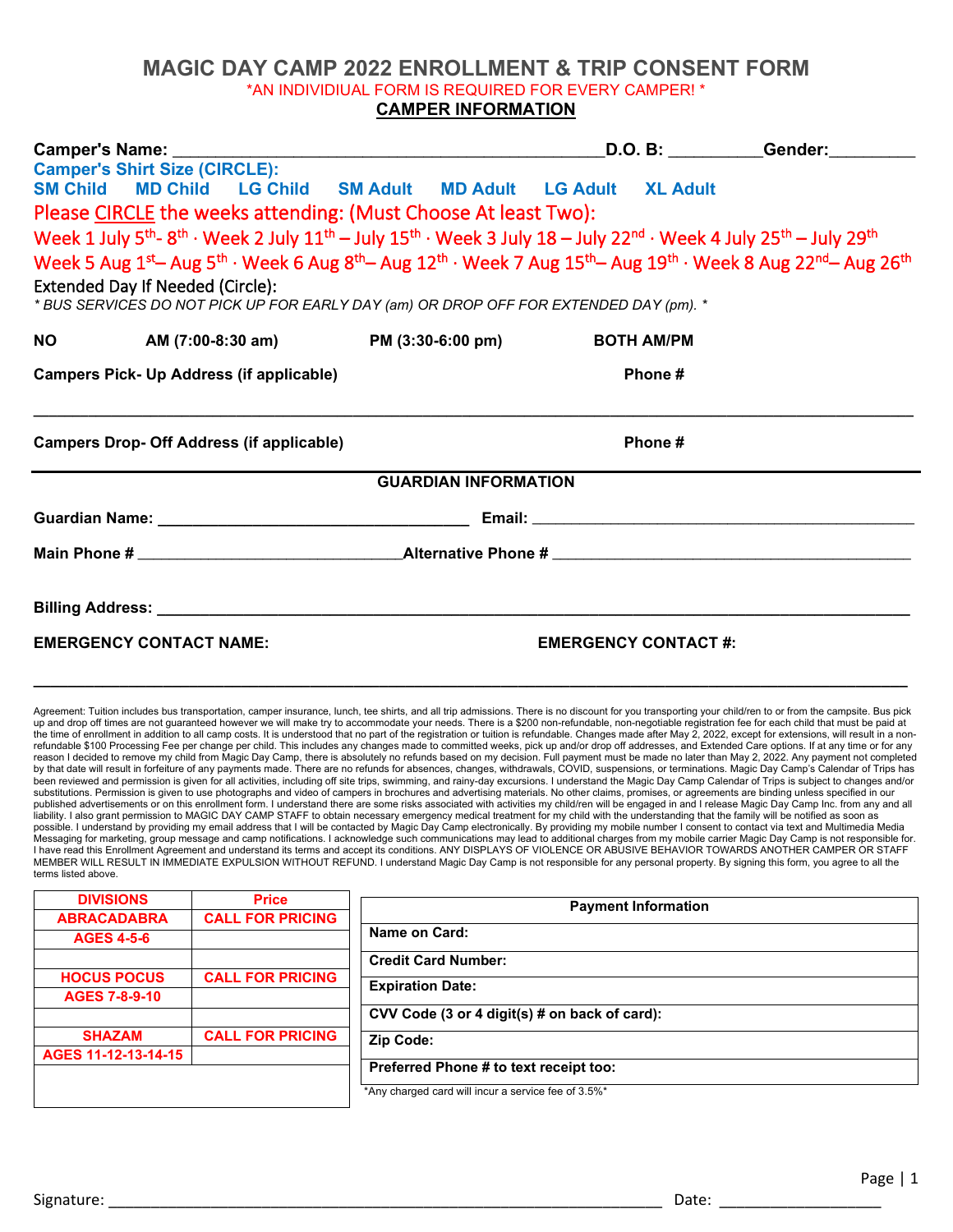# MAGIC DAY CAMP 2022 ENROLLMENT & TRIP CONSENT FORM

*AN INDIVIDIUAL FORM IS REQUIRED FOR EVERY CAMPER! *

## CAMPER INFORMATION

**Camper's Name:** _______________________________________________ **D.O. B:** __________ **Gender:** _________

**Camper's Shirt Size (CIRCLE):**

**SM Child MD Child LG Child SM Adult MD Adult LG Adult XL Adult**

Please CIRCLE the weeks attending: (Must Choose At least Two):

Week 1 July 5th- 8th · Week 2 July 11th – July 15th · Week 3 July 18 – July 22nd · Week 4 July 25th – July 29th

Week 5 Aug 1st– Aug 5th · Week 6 Aug 8th– Aug 12th · Week 7 Aug 15th– Aug 19th · Week 8 Aug 22nd– Aug 26th

Extended Day If Needed (Circle):

*\* BUS SERVICES DO NOT PICK UP FOR EARLY DAY (am) OR DROP OFF FOR EXTENDED DAY (pm). \**

**NO AM (7:00-8:30 am) PM (3:30-6:00 pm) BOTH AM/PM**

**Campers Pick- Up Address (if applicable)** **Phone #**

_______________________________________________________________________________________________

**Campers Drop- Off Address (if applicable)** **Phone #**

## GUARDIAN INFORMATION

**Guardian Name:** ___________________________________ **Email:** ___________________________________________

**Main Phone #** ______________________________ **Alternative Phone #** ________________________________________

**Billing Address:** ___________________________________________________________________________________

**EMERGENCY CONTACT NAME:** **EMERGENCY CONTACT #:**

_______________________________________________________________________________________________

Agreement: Tuition includes bus transportation, camper insurance, lunch, tee shirts, and all trip admissions. There is no discount for you transporting your child/ren to or from the campsite. Bus pick up and drop off times are not guaranteed however we will make try to accommodate your needs. There is a $200 non-refundable, non-negotiable registration fee for each child that must be paid at the time of enrollment in addition to all camp costs. It is understood that no part of the registration or tuition is refundable. Changes made after May 2, 2022, except for extensions, will result in a non-refundable $100 Processing Fee per change per child. This includes any changes made to committed weeks, pick up and/or drop off addresses, and Extended Care options. If at any time or for any reason I decided to remove my child from Magic Day Camp, there is absolutely no refunds based on my decision. Full payment must be made no later than May 2, 2022. Any payment not completed by that date will result in forfeiture of any payments made. There are no refunds for absences, changes, withdrawals, COVID, suspensions, or terminations. Magic Day Camp's Calendar of Trips has been reviewed and permission is given for all activities, including off site trips, swimming, and rainy-day excursions. I understand the Magic Day Camp Calendar of Trips is subject to changes and/or substitutions. Permission is given to use photographs and video of campers in brochures and advertising materials. No other claims, promises, or agreements are binding unless specified in our published advertisements or on this enrollment form. I understand there are some risks associated with activities my child/ren will be engaged in and I release Magic Day Camp Inc. from any and all liability. I also grant permission to MAGIC DAY CAMP STAFF to obtain necessary emergency medical treatment for my child with the understanding that the family will be notified as soon as possible. I understand by providing my email address that I will be contacted by Magic Day Camp electronically. By providing my mobile number I consent to contact via text and Multimedia Messaging for marketing, group message and camp notifications. I acknowledge such communications may lead to additional charges from my mobile carrier Magic Day Camp is not responsible for. I have read this Enrollment Agreement and understand its terms and accept its conditions. ANY DISPLAYS OF VIOLENCE OR ABUSIVE BEHAVIOR TOWARDS ANOTHER CAMPER OR STAFF MEMBER WILL RESULT IN IMMEDIATE EXPULSION WITHOUT REFUND. I understand Magic Day Camp is not responsible for any personal property. By signing this form, you agree to all the terms listed above.

| DIVISIONS | Price |
|---|---|
| ABRACADABRA | CALL FOR PRICING |
| AGES 4-5-6 | |
| | |
| HOCUS POCUS | CALL FOR PRICING |
| AGES 7-8-9-10 | |
| | |
| SHAZAM | CALL FOR PRICING |
| AGES 11-12-13-14-15 | |
| | |

| Payment Information |
|---|
| Name on Card: |
| Credit Card Number: |
| Expiration Date: |
| CVV Code (3 or 4 digit(s) # on back of card): |
| Zip Code: |
| Preferred Phone # to text receipt too: |

*Any charged card will incur a service fee of 3.5%*

Signature: ____________________________________________________________ Date: __________________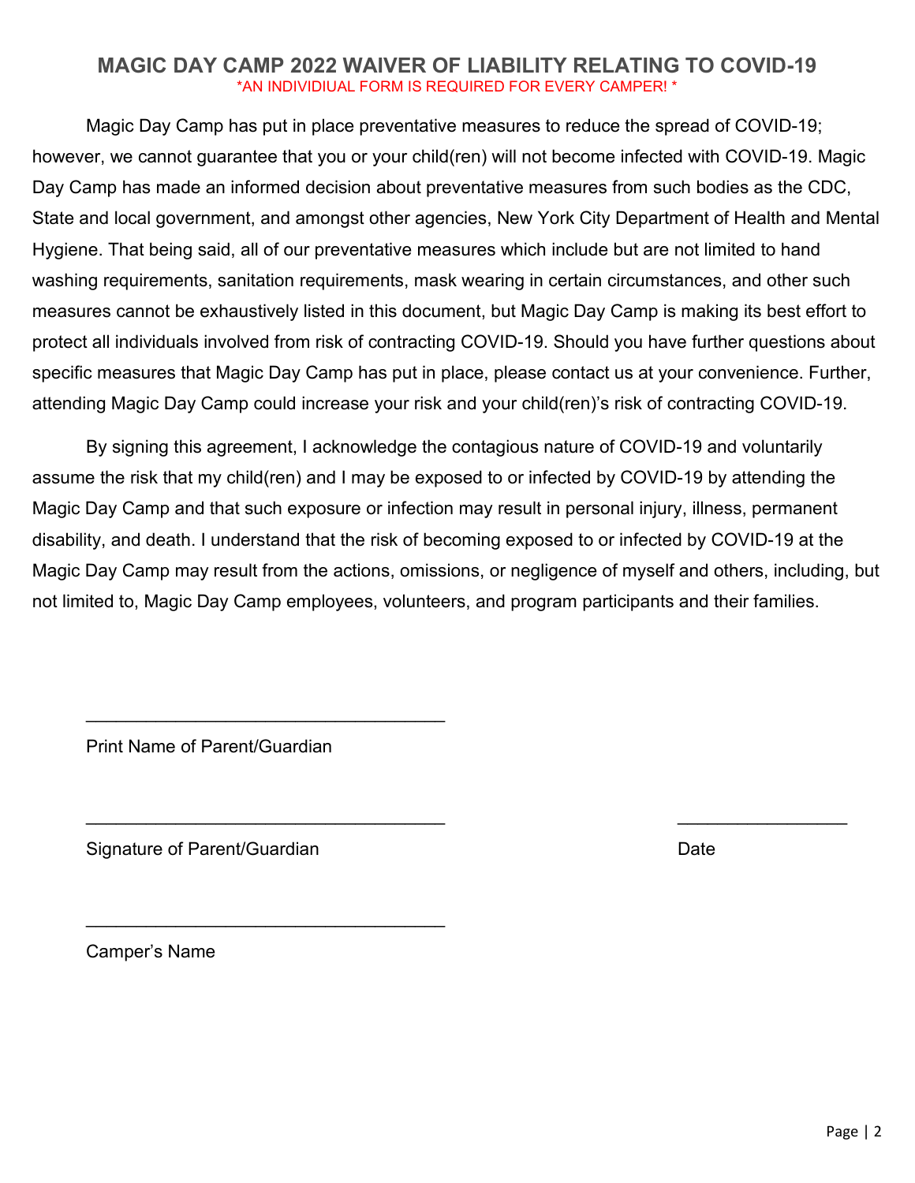# MAGIC DAY CAMP 2022 WAIVER OF LIABILITY RELATING TO COVID-19

*AN INDIVIDIUAL FORM IS REQUIRED FOR EVERY CAMPER! *

Magic Day Camp has put in place preventative measures to reduce the spread of COVID-19; however, we cannot guarantee that you or your child(ren) will not become infected with COVID-19. Magic Day Camp has made an informed decision about preventative measures from such bodies as the CDC, State and local government, and amongst other agencies, New York City Department of Health and Mental Hygiene. That being said, all of our preventative measures which include but are not limited to hand washing requirements, sanitation requirements, mask wearing in certain circumstances, and other such measures cannot be exhaustively listed in this document, but Magic Day Camp is making its best effort to protect all individuals involved from risk of contracting COVID-19. Should you have further questions about specific measures that Magic Day Camp has put in place, please contact us at your convenience. Further, attending Magic Day Camp could increase your risk and your child(ren)'s risk of contracting COVID-19.

By signing this agreement, I acknowledge the contagious nature of COVID-19 and voluntarily assume the risk that my child(ren) and I may be exposed to or infected by COVID-19 by attending the Magic Day Camp and that such exposure or infection may result in personal injury, illness, permanent disability, and death. I understand that the risk of becoming exposed to or infected by COVID-19 at the Magic Day Camp may result from the actions, omissions, or negligence of myself and others, including, but not limited to, Magic Day Camp employees, volunteers, and program participants and their families.

\_\_\_\_\_\_\_\_\_\_\_\_\_\_\_\_\_\_\_\_\_\_\_\_\_\_\_\_\_\_\_\_\_\_\_\_

Print Name of Parent/Guardian

\_\_\_\_\_\_\_\_\_\_\_\_\_\_\_\_\_\_\_\_\_\_\_\_\_\_\_\_\_\_\_\_\_\_\_\_ \_\_\_\_\_\_\_\_\_\_\_\_\_\_\_\_\_\_

Signature of Parent/Guardian Date

\_\_\_\_\_\_\_\_\_\_\_\_\_\_\_\_\_\_\_\_\_\_\_\_\_\_\_\_\_\_\_\_\_\_\_\_

Camper's Name